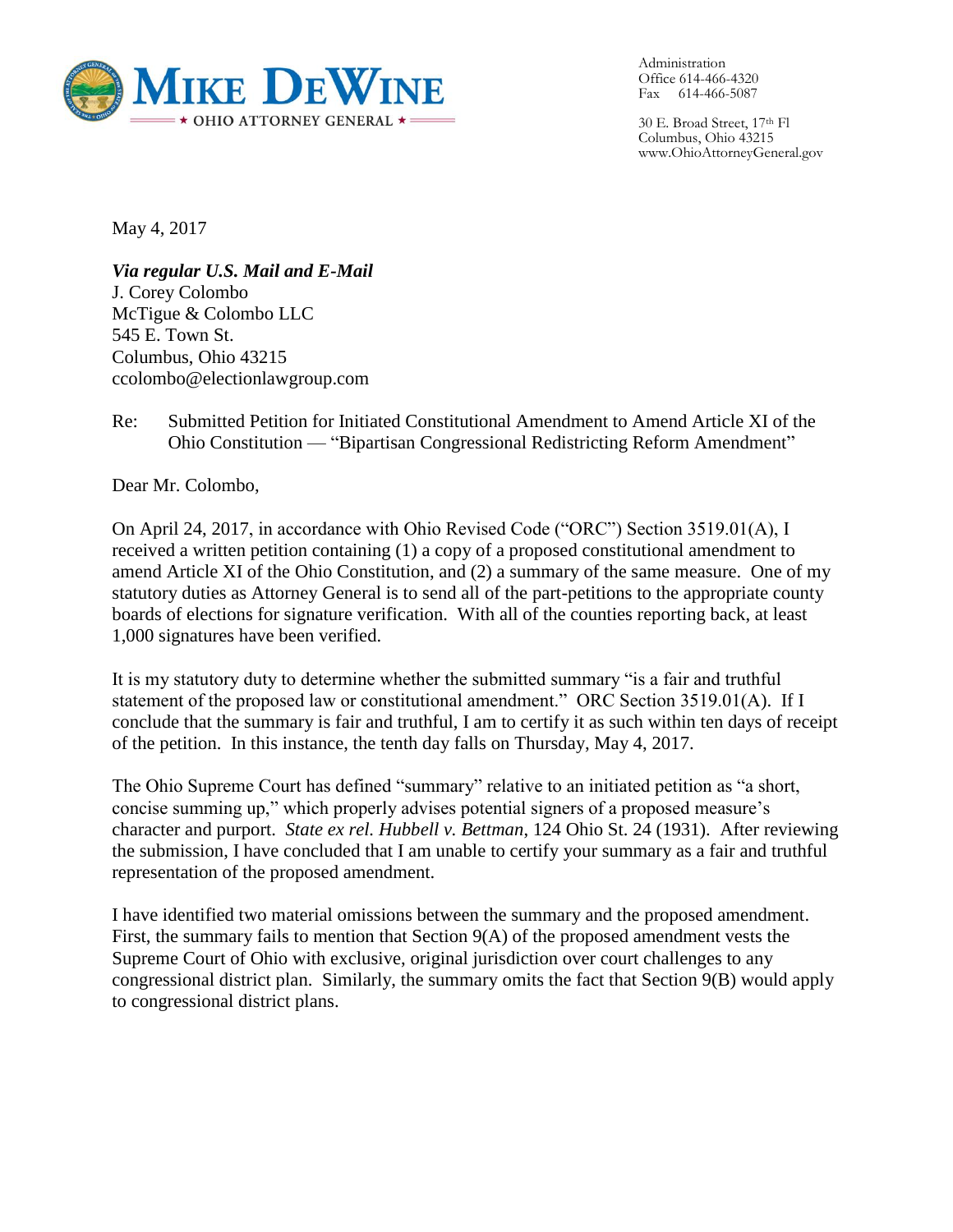**MIKE DEWINE**
★ OHIO ATTORNEY GENERAL ★

Administration
Office 614-466-4320
Fax 614-466-5087

30 E. Broad Street, 17th Fl
Columbus, Ohio 43215
www.OhioAttorneyGeneral.gov

May 4, 2017

***Via regular U.S. Mail and E-Mail***
J. Corey Colombo
McTigue & Colombo LLC
545 E. Town St.
Columbus, Ohio 43215
ccolombo@electionlawgroup.com

Re: Submitted Petition for Initiated Constitutional Amendment to Amend Article XI of the Ohio Constitution — "Bipartisan Congressional Redistricting Reform Amendment"

Dear Mr. Colombo,

On April 24, 2017, in accordance with Ohio Revised Code ("ORC") Section 3519.01(A), I received a written petition containing (1) a copy of a proposed constitutional amendment to amend Article XI of the Ohio Constitution, and (2) a summary of the same measure. One of my statutory duties as Attorney General is to send all of the part-petitions to the appropriate county boards of elections for signature verification. With all of the counties reporting back, at least 1,000 signatures have been verified.

It is my statutory duty to determine whether the submitted summary "is a fair and truthful statement of the proposed law or constitutional amendment." ORC Section 3519.01(A). If I conclude that the summary is fair and truthful, I am to certify it as such within ten days of receipt of the petition. In this instance, the tenth day falls on Thursday, May 4, 2017.

The Ohio Supreme Court has defined "summary" relative to an initiated petition as "a short, concise summing up," which properly advises potential signers of a proposed measure's character and purport. *State ex rel. Hubbell v. Bettman*, 124 Ohio St. 24 (1931). After reviewing the submission, I have concluded that I am unable to certify your summary as a fair and truthful representation of the proposed amendment.

I have identified two material omissions between the summary and the proposed amendment. First, the summary fails to mention that Section 9(A) of the proposed amendment vests the Supreme Court of Ohio with exclusive, original jurisdiction over court challenges to any congressional district plan. Similarly, the summary omits the fact that Section 9(B) would apply to congressional district plans.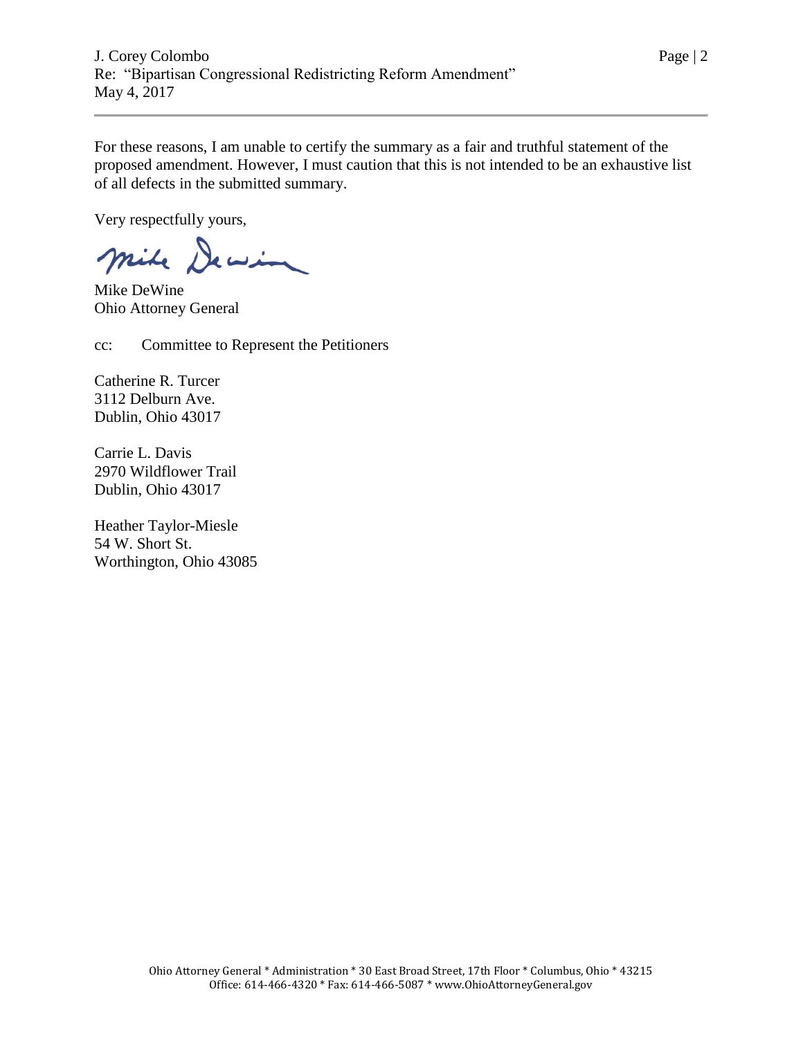For these reasons, I am unable to certify the summary as a fair and truthful statement of the proposed amendment. However, I must caution that this is not intended to be an exhaustive list of all defects in the submitted summary.

Very respectfully yours,

Mike DeWine
Ohio Attorney General

cc: Committee to Represent the Petitioners

Catherine R. Turcer
3112 Delburn Ave.
Dublin, Ohio 43017

Carrie L. Davis
2970 Wildflower Trail
Dublin, Ohio 43017

Heather Taylor-Miesle
54 W. Short St.
Worthington, Ohio 43085